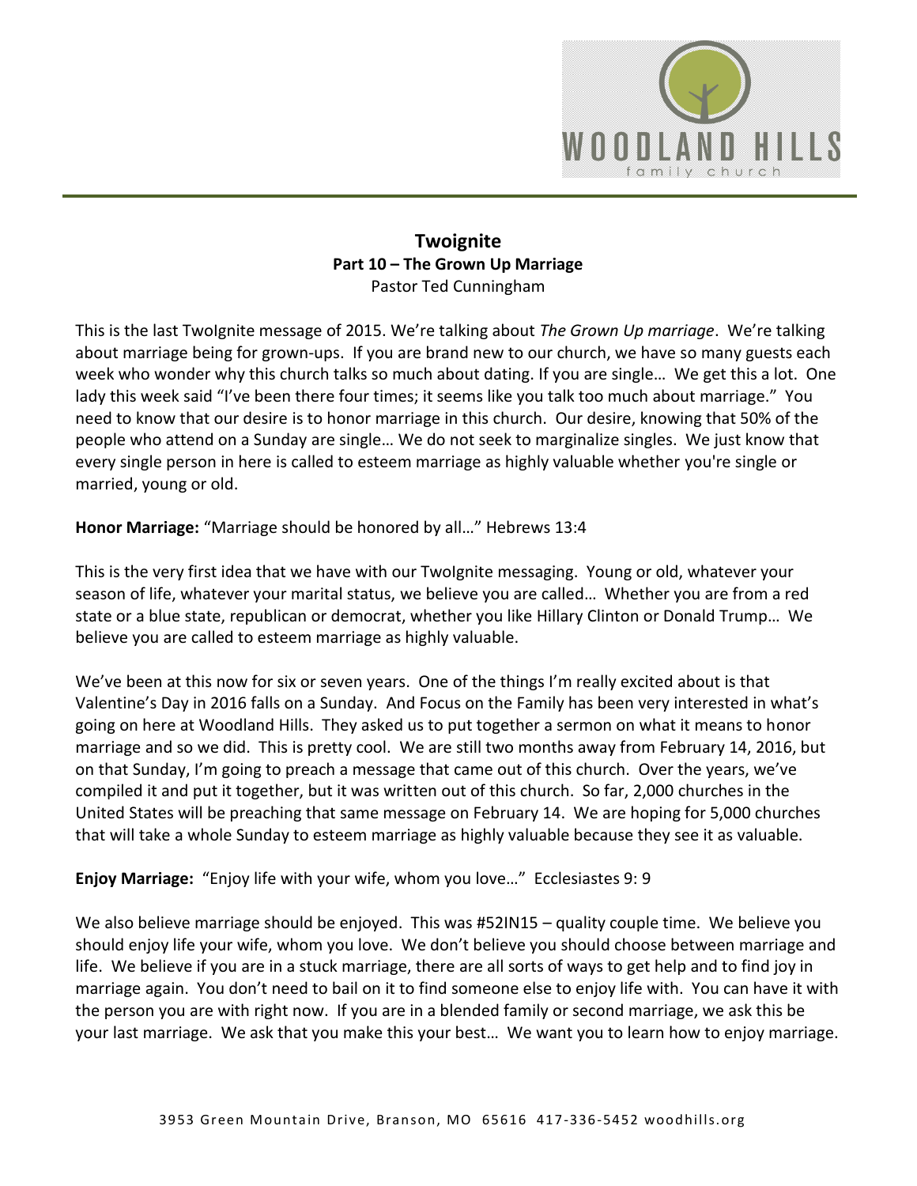# Twoignite

## Part 10 – The Grown Up Marriage

Pastor Ted Cunningham

This is the last TwoIgnite message of 2015. We're talking about *The Grown Up marriage*. We're talking about marriage being for grown-ups. If you are brand new to our church, we have so many guests each week who wonder why this church talks so much about dating. If you are single… We get this a lot. One lady this week said "I've been there four times; it seems like you talk too much about marriage." You need to know that our desire is to honor marriage in this church. Our desire, knowing that 50% of the people who attend on a Sunday are single… We do not seek to marginalize singles. We just know that every single person in here is called to esteem marriage as highly valuable whether you're single or married, young or old.

**Honor Marriage:** "Marriage should be honored by all…" Hebrews 13:4

This is the very first idea that we have with our TwoIgnite messaging. Young or old, whatever your season of life, whatever your marital status, we believe you are called… Whether you are from a red state or a blue state, republican or democrat, whether you like Hillary Clinton or Donald Trump… We believe you are called to esteem marriage as highly valuable.

We've been at this now for six or seven years. One of the things I'm really excited about is that Valentine's Day in 2016 falls on a Sunday. And Focus on the Family has been very interested in what's going on here at Woodland Hills. They asked us to put together a sermon on what it means to honor marriage and so we did. This is pretty cool. We are still two months away from February 14, 2016, but on that Sunday, I'm going to preach a message that came out of this church. Over the years, we've compiled it and put it together, but it was written out of this church. So far, 2,000 churches in the United States will be preaching that same message on February 14. We are hoping for 5,000 churches that will take a whole Sunday to esteem marriage as highly valuable because they see it as valuable.

**Enjoy Marriage:** "Enjoy life with your wife, whom you love…" Ecclesiastes 9: 9

We also believe marriage should be enjoyed. This was #52IN15 – quality couple time. We believe you should enjoy life your wife, whom you love. We don't believe you should choose between marriage and life. We believe if you are in a stuck marriage, there are all sorts of ways to get help and to find joy in marriage again. You don't need to bail on it to find someone else to enjoy life with. You can have it with the person you are with right now. If you are in a blended family or second marriage, we ask this be your last marriage. We ask that you make this your best… We want you to learn how to enjoy marriage.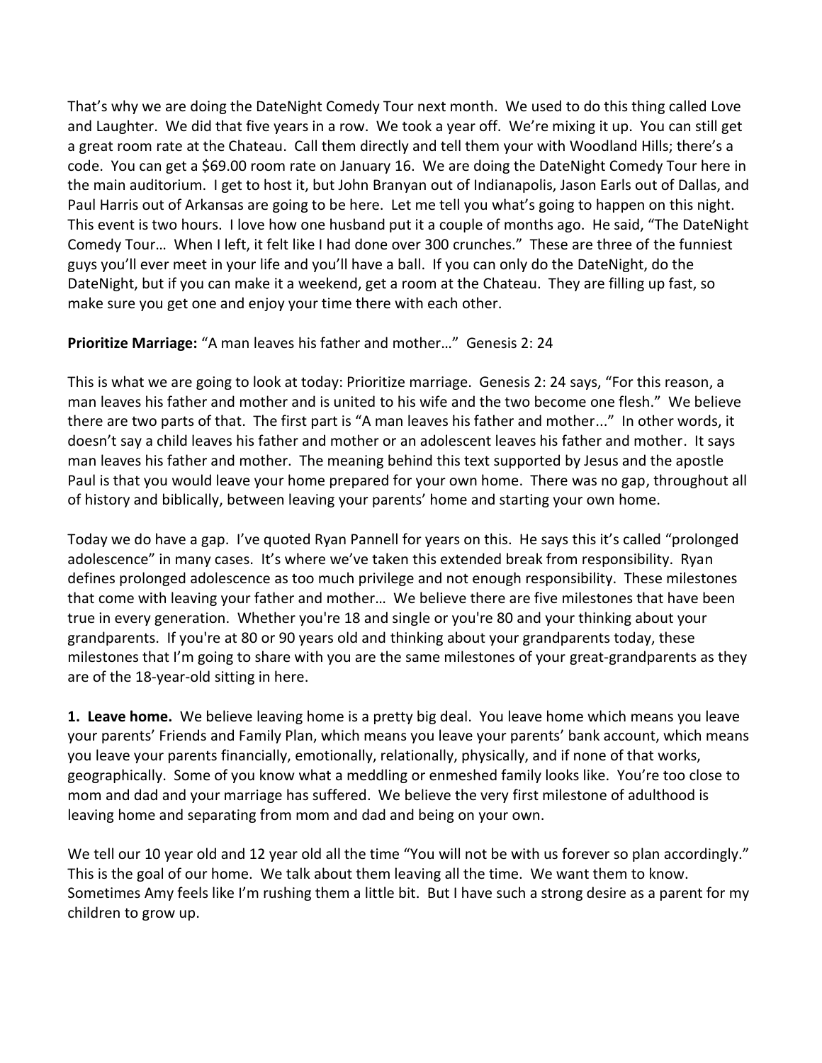That's why we are doing the DateNight Comedy Tour next month. We used to do this thing called Love and Laughter. We did that five years in a row. We took a year off. We're mixing it up. You can still get a great room rate at the Chateau. Call them directly and tell them your with Woodland Hills; there's a code. You can get a $69.00 room rate on January 16. We are doing the DateNight Comedy Tour here in the main auditorium. I get to host it, but John Branyan out of Indianapolis, Jason Earls out of Dallas, and Paul Harris out of Arkansas are going to be here. Let me tell you what's going to happen on this night. This event is two hours. I love how one husband put it a couple of months ago. He said, "The DateNight Comedy Tour… When I left, it felt like I had done over 300 crunches." These are three of the funniest guys you'll ever meet in your life and you'll have a ball. If you can only do the DateNight, do the DateNight, but if you can make it a weekend, get a room at the Chateau. They are filling up fast, so make sure you get one and enjoy your time there with each other.

**Prioritize Marriage:** "A man leaves his father and mother…" Genesis 2: 24

This is what we are going to look at today: Prioritize marriage. Genesis 2: 24 says, "For this reason, a man leaves his father and mother and is united to his wife and the two become one flesh." We believe there are two parts of that. The first part is "A man leaves his father and mother..." In other words, it doesn't say a child leaves his father and mother or an adolescent leaves his father and mother. It says man leaves his father and mother. The meaning behind this text supported by Jesus and the apostle Paul is that you would leave your home prepared for your own home. There was no gap, throughout all of history and biblically, between leaving your parents' home and starting your own home.

Today we do have a gap. I've quoted Ryan Pannell for years on this. He says this it's called "prolonged adolescence" in many cases. It's where we've taken this extended break from responsibility. Ryan defines prolonged adolescence as too much privilege and not enough responsibility. These milestones that come with leaving your father and mother… We believe there are five milestones that have been true in every generation. Whether you're 18 and single or you're 80 and your thinking about your grandparents. If you're at 80 or 90 years old and thinking about your grandparents today, these milestones that I'm going to share with you are the same milestones of your great-grandparents as they are of the 18-year-old sitting in here.

**1. Leave home.** We believe leaving home is a pretty big deal. You leave home which means you leave your parents' Friends and Family Plan, which means you leave your parents' bank account, which means you leave your parents financially, emotionally, relationally, physically, and if none of that works, geographically. Some of you know what a meddling or enmeshed family looks like. You're too close to mom and dad and your marriage has suffered. We believe the very first milestone of adulthood is leaving home and separating from mom and dad and being on your own.

We tell our 10 year old and 12 year old all the time "You will not be with us forever so plan accordingly." This is the goal of our home. We talk about them leaving all the time. We want them to know. Sometimes Amy feels like I'm rushing them a little bit. But I have such a strong desire as a parent for my children to grow up.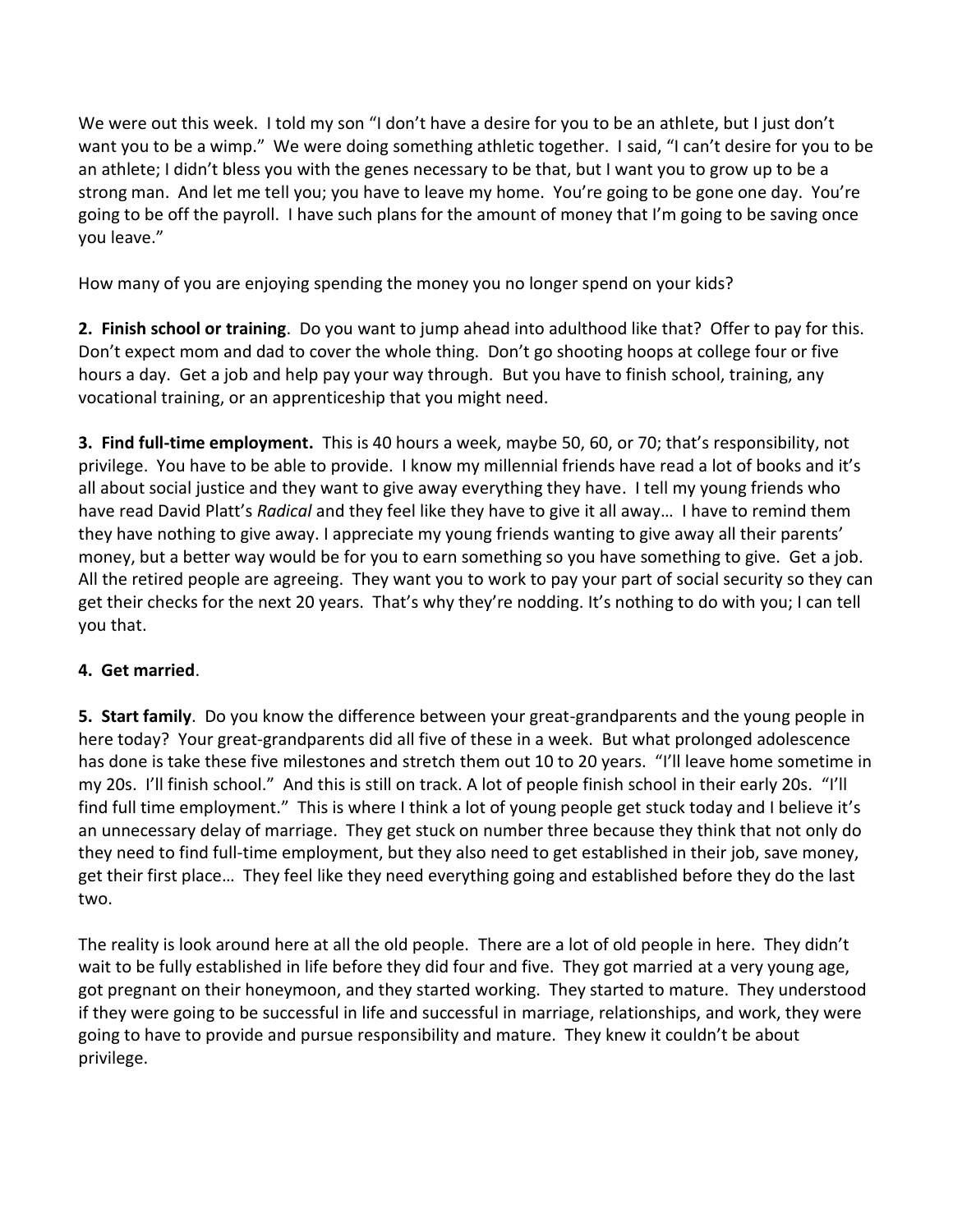We were out this week. I told my son "I don't have a desire for you to be an athlete, but I just don't want you to be a wimp." We were doing something athletic together. I said, "I can't desire for you to be an athlete; I didn't bless you with the genes necessary to be that, but I want you to grow up to be a strong man. And let me tell you; you have to leave my home. You're going to be gone one day. You're going to be off the payroll. I have such plans for the amount of money that I'm going to be saving once you leave."

How many of you are enjoying spending the money you no longer spend on your kids?

**2. Finish school or training**. Do you want to jump ahead into adulthood like that? Offer to pay for this. Don't expect mom and dad to cover the whole thing. Don't go shooting hoops at college four or five hours a day. Get a job and help pay your way through. But you have to finish school, training, any vocational training, or an apprenticeship that you might need.

**3. Find full-time employment.** This is 40 hours a week, maybe 50, 60, or 70; that's responsibility, not privilege. You have to be able to provide. I know my millennial friends have read a lot of books and it's all about social justice and they want to give away everything they have. I tell my young friends who have read David Platt's *Radical* and they feel like they have to give it all away… I have to remind them they have nothing to give away. I appreciate my young friends wanting to give away all their parents' money, but a better way would be for you to earn something so you have something to give. Get a job. All the retired people are agreeing. They want you to work to pay your part of social security so they can get their checks for the next 20 years. That's why they're nodding. It's nothing to do with you; I can tell you that.

**4. Get married**.

**5. Start family**. Do you know the difference between your great-grandparents and the young people in here today? Your great-grandparents did all five of these in a week. But what prolonged adolescence has done is take these five milestones and stretch them out 10 to 20 years. "I'll leave home sometime in my 20s. I'll finish school." And this is still on track. A lot of people finish school in their early 20s. "I'll find full time employment." This is where I think a lot of young people get stuck today and I believe it's an unnecessary delay of marriage. They get stuck on number three because they think that not only do they need to find full-time employment, but they also need to get established in their job, save money, get their first place… They feel like they need everything going and established before they do the last two.

The reality is look around here at all the old people. There are a lot of old people in here. They didn't wait to be fully established in life before they did four and five. They got married at a very young age, got pregnant on their honeymoon, and they started working. They started to mature. They understood if they were going to be successful in life and successful in marriage, relationships, and work, they were going to have to provide and pursue responsibility and mature. They knew it couldn't be about privilege.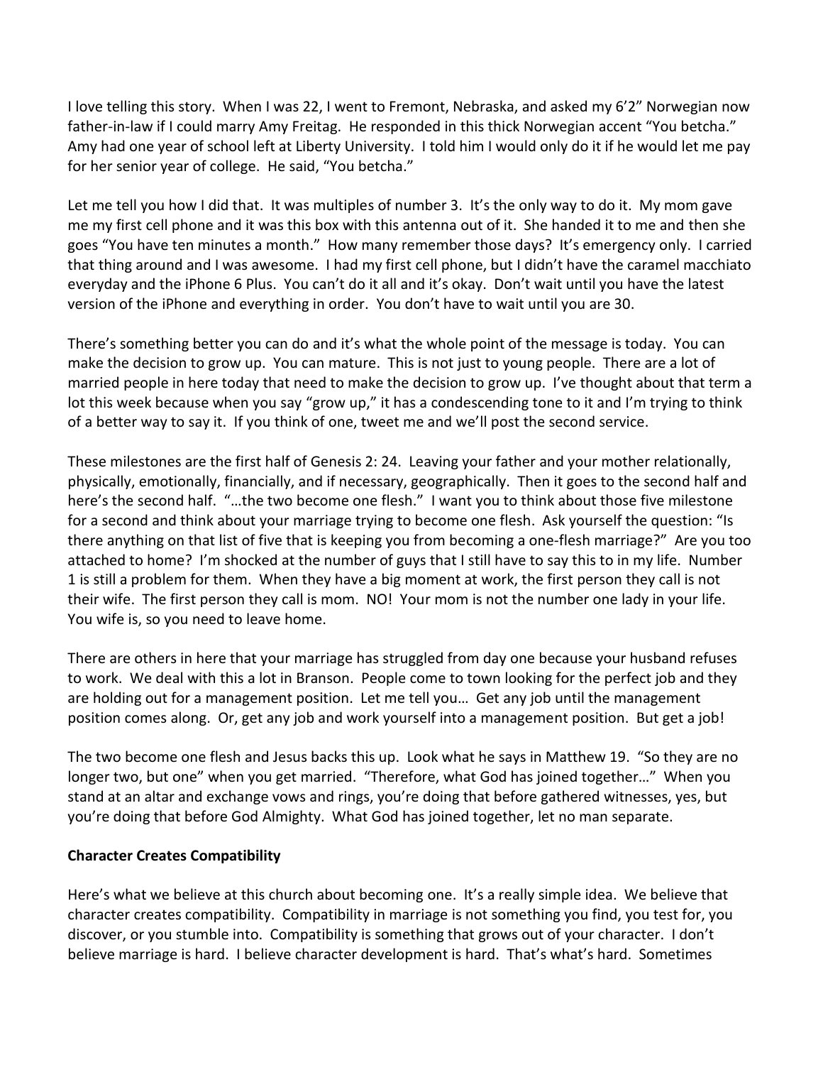I love telling this story. When I was 22, I went to Fremont, Nebraska, and asked my 6'2" Norwegian now father-in-law if I could marry Amy Freitag. He responded in this thick Norwegian accent "You betcha." Amy had one year of school left at Liberty University. I told him I would only do it if he would let me pay for her senior year of college. He said, "You betcha."

Let me tell you how I did that. It was multiples of number 3. It's the only way to do it. My mom gave me my first cell phone and it was this box with this antenna out of it. She handed it to me and then she goes "You have ten minutes a month." How many remember those days? It's emergency only. I carried that thing around and I was awesome. I had my first cell phone, but I didn't have the caramel macchiato everyday and the iPhone 6 Plus. You can't do it all and it's okay. Don't wait until you have the latest version of the iPhone and everything in order. You don't have to wait until you are 30.

There's something better you can do and it's what the whole point of the message is today. You can make the decision to grow up. You can mature. This is not just to young people. There are a lot of married people in here today that need to make the decision to grow up. I've thought about that term a lot this week because when you say "grow up," it has a condescending tone to it and I'm trying to think of a better way to say it. If you think of one, tweet me and we'll post the second service.

These milestones are the first half of Genesis 2: 24. Leaving your father and your mother relationally, physically, emotionally, financially, and if necessary, geographically. Then it goes to the second half and here's the second half. "…the two become one flesh." I want you to think about those five milestone for a second and think about your marriage trying to become one flesh. Ask yourself the question: "Is there anything on that list of five that is keeping you from becoming a one-flesh marriage?" Are you too attached to home? I'm shocked at the number of guys that I still have to say this to in my life. Number 1 is still a problem for them. When they have a big moment at work, the first person they call is not their wife. The first person they call is mom. NO! Your mom is not the number one lady in your life. You wife is, so you need to leave home.

There are others in here that your marriage has struggled from day one because your husband refuses to work. We deal with this a lot in Branson. People come to town looking for the perfect job and they are holding out for a management position. Let me tell you… Get any job until the management position comes along. Or, get any job and work yourself into a management position. But get a job!

The two become one flesh and Jesus backs this up. Look what he says in Matthew 19. "So they are no longer two, but one" when you get married. "Therefore, what God has joined together…" When you stand at an altar and exchange vows and rings, you're doing that before gathered witnesses, yes, but you're doing that before God Almighty. What God has joined together, let no man separate.

**Character Creates Compatibility**

Here's what we believe at this church about becoming one. It's a really simple idea. We believe that character creates compatibility. Compatibility in marriage is not something you find, you test for, you discover, or you stumble into. Compatibility is something that grows out of your character. I don't believe marriage is hard. I believe character development is hard. That's what's hard. Sometimes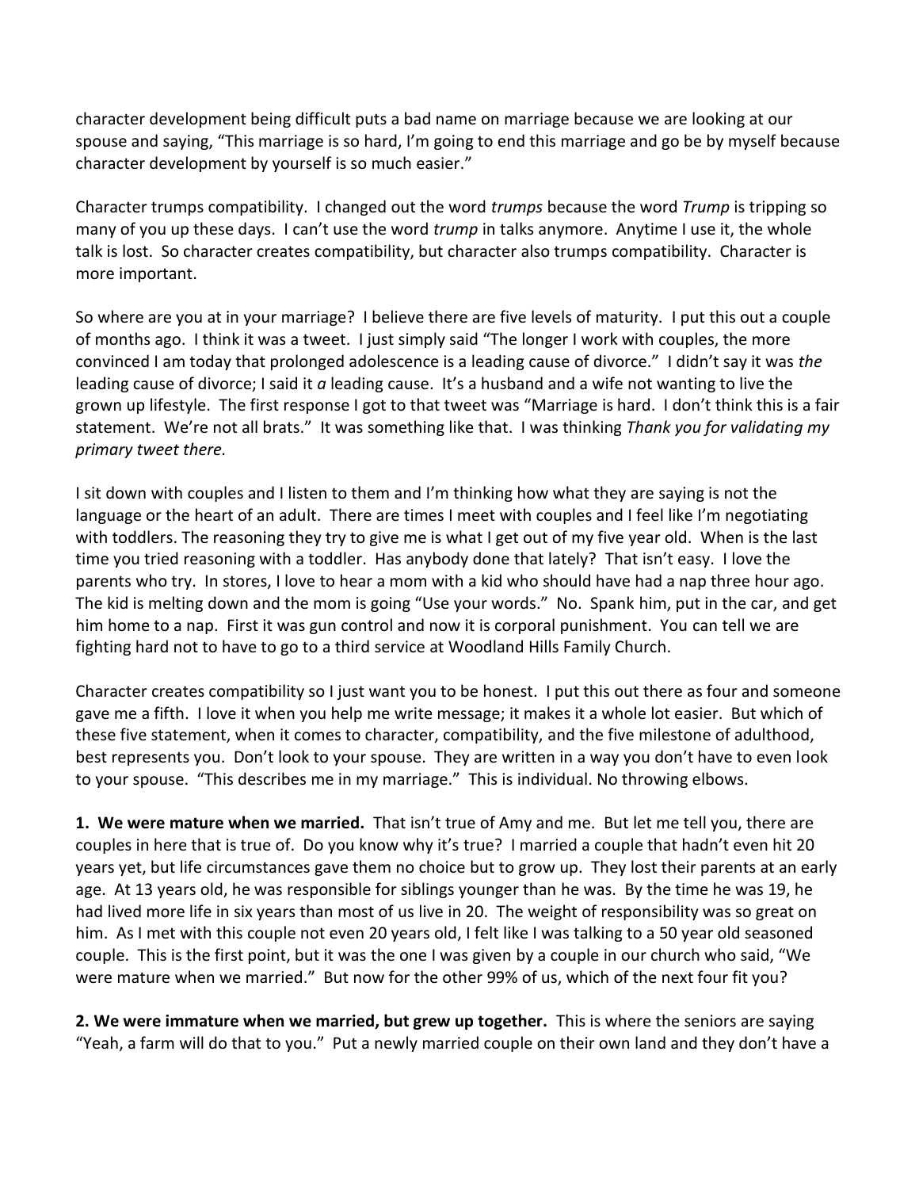character development being difficult puts a bad name on marriage because we are looking at our spouse and saying, "This marriage is so hard, I'm going to end this marriage and go be by myself because character development by yourself is so much easier."

Character trumps compatibility. I changed out the word *trumps* because the word *Trump* is tripping so many of you up these days. I can't use the word *trump* in talks anymore. Anytime I use it, the whole talk is lost. So character creates compatibility, but character also trumps compatibility. Character is more important.

So where are you at in your marriage? I believe there are five levels of maturity. I put this out a couple of months ago. I think it was a tweet. I just simply said "The longer I work with couples, the more convinced I am today that prolonged adolescence is a leading cause of divorce." I didn't say it was *the* leading cause of divorce; I said it *a* leading cause. It's a husband and a wife not wanting to live the grown up lifestyle. The first response I got to that tweet was "Marriage is hard. I don't think this is a fair statement. We're not all brats." It was something like that. I was thinking *Thank you for validating my primary tweet there.*

I sit down with couples and I listen to them and I'm thinking how what they are saying is not the language or the heart of an adult. There are times I meet with couples and I feel like I'm negotiating with toddlers. The reasoning they try to give me is what I get out of my five year old. When is the last time you tried reasoning with a toddler. Has anybody done that lately? That isn't easy. I love the parents who try. In stores, I love to hear a mom with a kid who should have had a nap three hour ago. The kid is melting down and the mom is going "Use your words." No. Spank him, put in the car, and get him home to a nap. First it was gun control and now it is corporal punishment. You can tell we are fighting hard not to have to go to a third service at Woodland Hills Family Church.

Character creates compatibility so I just want you to be honest. I put this out there as four and someone gave me a fifth. I love it when you help me write message; it makes it a whole lot easier. But which of these five statement, when it comes to character, compatibility, and the five milestone of adulthood, best represents you. Don't look to your spouse. They are written in a way you don't have to even look to your spouse. "This describes me in my marriage." This is individual. No throwing elbows.

**1. We were mature when we married.** That isn't true of Amy and me. But let me tell you, there are couples in here that is true of. Do you know why it's true? I married a couple that hadn't even hit 20 years yet, but life circumstances gave them no choice but to grow up. They lost their parents at an early age. At 13 years old, he was responsible for siblings younger than he was. By the time he was 19, he had lived more life in six years than most of us live in 20. The weight of responsibility was so great on him. As I met with this couple not even 20 years old, I felt like I was talking to a 50 year old seasoned couple. This is the first point, but it was the one I was given by a couple in our church who said, "We were mature when we married." But now for the other 99% of us, which of the next four fit you?

**2. We were immature when we married, but grew up together.** This is where the seniors are saying "Yeah, a farm will do that to you." Put a newly married couple on their own land and they don't have a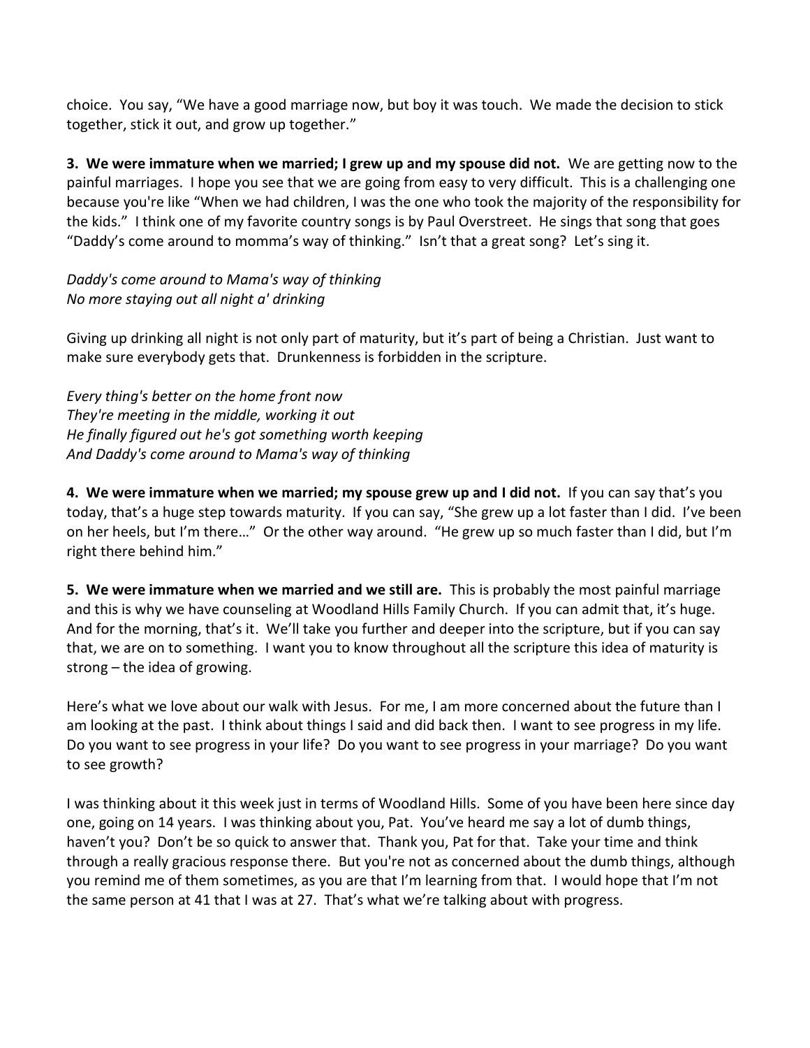choice. You say, "We have a good marriage now, but boy it was touch. We made the decision to stick together, stick it out, and grow up together."

**3. We were immature when we married; I grew up and my spouse did not.** We are getting now to the painful marriages. I hope you see that we are going from easy to very difficult. This is a challenging one because you're like "When we had children, I was the one who took the majority of the responsibility for the kids." I think one of my favorite country songs is by Paul Overstreet. He sings that song that goes "Daddy's come around to momma's way of thinking." Isn't that a great song? Let's sing it.

*Daddy's come around to Mama's way of thinking*
*No more staying out all night a' drinking*

Giving up drinking all night is not only part of maturity, but it's part of being a Christian. Just want to make sure everybody gets that. Drunkenness is forbidden in the scripture.

*Every thing's better on the home front now*
*They're meeting in the middle, working it out*
*He finally figured out he's got something worth keeping*
*And Daddy's come around to Mama's way of thinking*

**4. We were immature when we married; my spouse grew up and I did not.** If you can say that's you today, that's a huge step towards maturity. If you can say, "She grew up a lot faster than I did. I've been on her heels, but I'm there…" Or the other way around. "He grew up so much faster than I did, but I'm right there behind him."

**5. We were immature when we married and we still are.** This is probably the most painful marriage and this is why we have counseling at Woodland Hills Family Church. If you can admit that, it's huge. And for the morning, that's it. We'll take you further and deeper into the scripture, but if you can say that, we are on to something. I want you to know throughout all the scripture this idea of maturity is strong – the idea of growing.

Here's what we love about our walk with Jesus. For me, I am more concerned about the future than I am looking at the past. I think about things I said and did back then. I want to see progress in my life. Do you want to see progress in your life? Do you want to see progress in your marriage? Do you want to see growth?

I was thinking about it this week just in terms of Woodland Hills. Some of you have been here since day one, going on 14 years. I was thinking about you, Pat. You've heard me say a lot of dumb things, haven't you? Don't be so quick to answer that. Thank you, Pat for that. Take your time and think through a really gracious response there. But you're not as concerned about the dumb things, although you remind me of them sometimes, as you are that I'm learning from that. I would hope that I'm not the same person at 41 that I was at 27. That's what we're talking about with progress.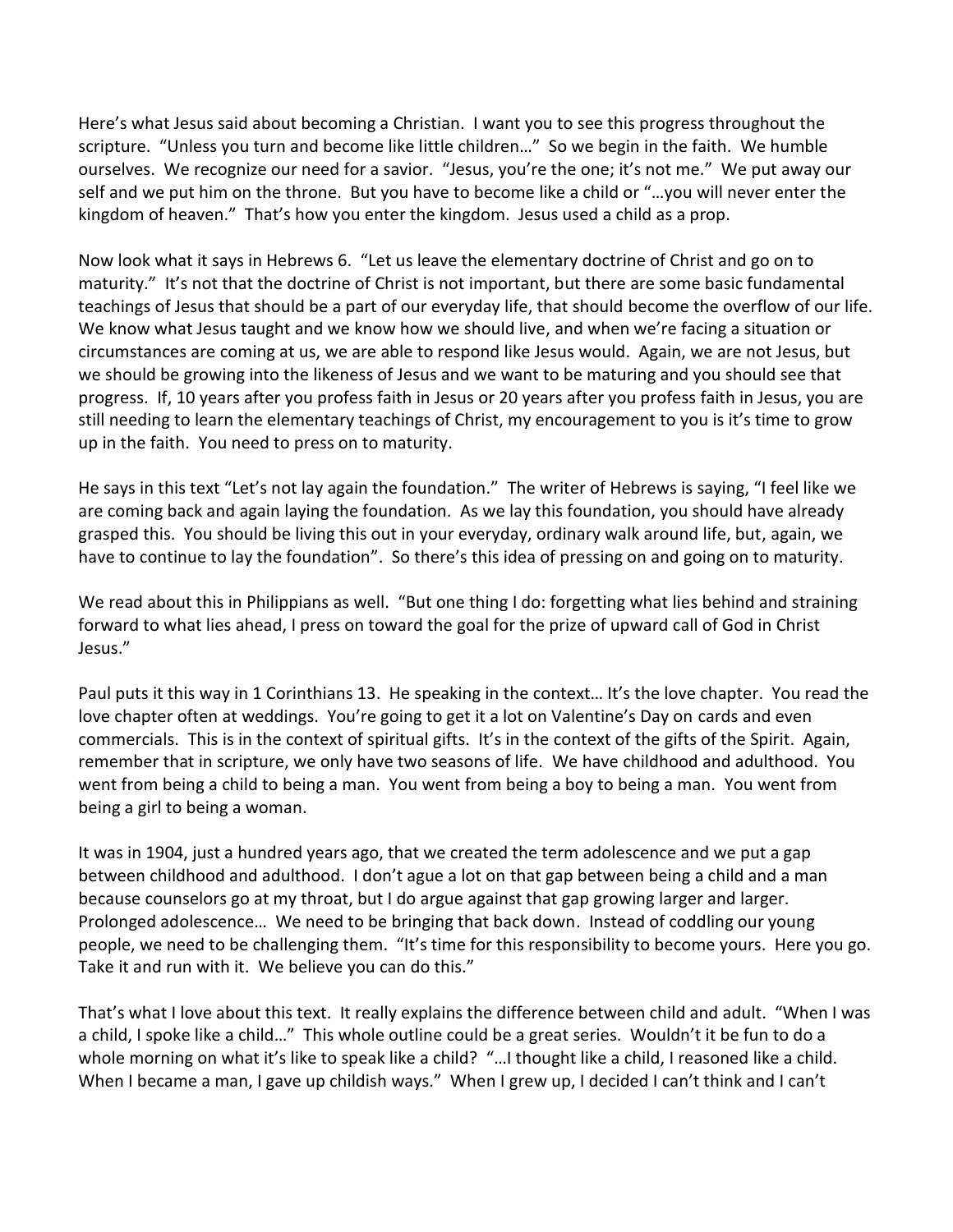Here's what Jesus said about becoming a Christian. I want you to see this progress throughout the scripture. "Unless you turn and become like little children…" So we begin in the faith. We humble ourselves. We recognize our need for a savior. "Jesus, you're the one; it's not me." We put away our self and we put him on the throne. But you have to become like a child or "…you will never enter the kingdom of heaven." That's how you enter the kingdom. Jesus used a child as a prop.

Now look what it says in Hebrews 6. "Let us leave the elementary doctrine of Christ and go on to maturity." It's not that the doctrine of Christ is not important, but there are some basic fundamental teachings of Jesus that should be a part of our everyday life, that should become the overflow of our life. We know what Jesus taught and we know how we should live, and when we're facing a situation or circumstances are coming at us, we are able to respond like Jesus would. Again, we are not Jesus, but we should be growing into the likeness of Jesus and we want to be maturing and you should see that progress. If, 10 years after you profess faith in Jesus or 20 years after you profess faith in Jesus, you are still needing to learn the elementary teachings of Christ, my encouragement to you is it's time to grow up in the faith. You need to press on to maturity.

He says in this text "Let's not lay again the foundation." The writer of Hebrews is saying, "I feel like we are coming back and again laying the foundation. As we lay this foundation, you should have already grasped this. You should be living this out in your everyday, ordinary walk around life, but, again, we have to continue to lay the foundation". So there's this idea of pressing on and going on to maturity.

We read about this in Philippians as well. "But one thing I do: forgetting what lies behind and straining forward to what lies ahead, I press on toward the goal for the prize of upward call of God in Christ Jesus."

Paul puts it this way in 1 Corinthians 13. He speaking in the context… It's the love chapter. You read the love chapter often at weddings. You're going to get it a lot on Valentine's Day on cards and even commercials. This is in the context of spiritual gifts. It's in the context of the gifts of the Spirit. Again, remember that in scripture, we only have two seasons of life. We have childhood and adulthood. You went from being a child to being a man. You went from being a boy to being a man. You went from being a girl to being a woman.

It was in 1904, just a hundred years ago, that we created the term adolescence and we put a gap between childhood and adulthood. I don't ague a lot on that gap between being a child and a man because counselors go at my throat, but I do argue against that gap growing larger and larger. Prolonged adolescence… We need to be bringing that back down. Instead of coddling our young people, we need to be challenging them. "It's time for this responsibility to become yours. Here you go. Take it and run with it. We believe you can do this."

That's what I love about this text. It really explains the difference between child and adult. "When I was a child, I spoke like a child…" This whole outline could be a great series. Wouldn't it be fun to do a whole morning on what it's like to speak like a child? "…I thought like a child, I reasoned like a child. When I became a man, I gave up childish ways." When I grew up, I decided I can't think and I can't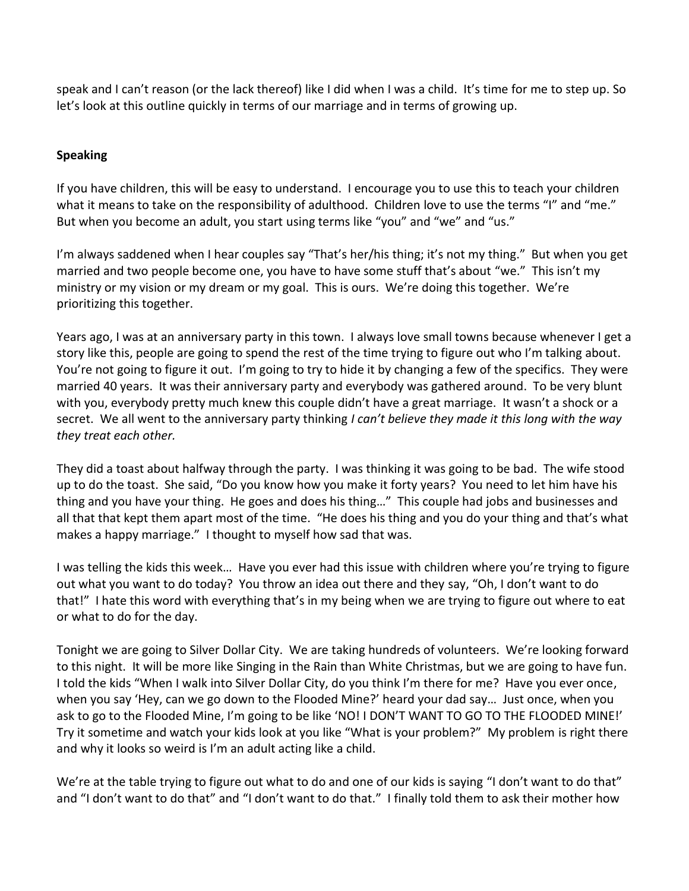speak and I can't reason (or the lack thereof) like I did when I was a child. It's time for me to step up. So let's look at this outline quickly in terms of our marriage and in terms of growing up.

**Speaking**

If you have children, this will be easy to understand. I encourage you to use this to teach your children what it means to take on the responsibility of adulthood. Children love to use the terms "I" and "me." But when you become an adult, you start using terms like "you" and "we" and "us."

I'm always saddened when I hear couples say "That's her/his thing; it's not my thing." But when you get married and two people become one, you have to have some stuff that's about "we." This isn't my ministry or my vision or my dream or my goal. This is ours. We're doing this together. We're prioritizing this together.

Years ago, I was at an anniversary party in this town. I always love small towns because whenever I get a story like this, people are going to spend the rest of the time trying to figure out who I'm talking about. You're not going to figure it out. I'm going to try to hide it by changing a few of the specifics. They were married 40 years. It was their anniversary party and everybody was gathered around. To be very blunt with you, everybody pretty much knew this couple didn't have a great marriage. It wasn't a shock or a secret. We all went to the anniversary party thinking *I can't believe they made it this long with the way they treat each other.*

They did a toast about halfway through the party. I was thinking it was going to be bad. The wife stood up to do the toast. She said, "Do you know how you make it forty years? You need to let him have his thing and you have your thing. He goes and does his thing…" This couple had jobs and businesses and all that that kept them apart most of the time. "He does his thing and you do your thing and that's what makes a happy marriage." I thought to myself how sad that was.

I was telling the kids this week… Have you ever had this issue with children where you're trying to figure out what you want to do today? You throw an idea out there and they say, "Oh, I don't want to do that!" I hate this word with everything that's in my being when we are trying to figure out where to eat or what to do for the day.

Tonight we are going to Silver Dollar City. We are taking hundreds of volunteers. We're looking forward to this night. It will be more like Singing in the Rain than White Christmas, but we are going to have fun. I told the kids "When I walk into Silver Dollar City, do you think I'm there for me? Have you ever once, when you say 'Hey, can we go down to the Flooded Mine?' heard your dad say… Just once, when you ask to go to the Flooded Mine, I'm going to be like 'NO! I DON'T WANT TO GO TO THE FLOODED MINE!' Try it sometime and watch your kids look at you like "What is your problem?" My problem is right there and why it looks so weird is I'm an adult acting like a child.

We're at the table trying to figure out what to do and one of our kids is saying "I don't want to do that" and "I don't want to do that" and "I don't want to do that." I finally told them to ask their mother how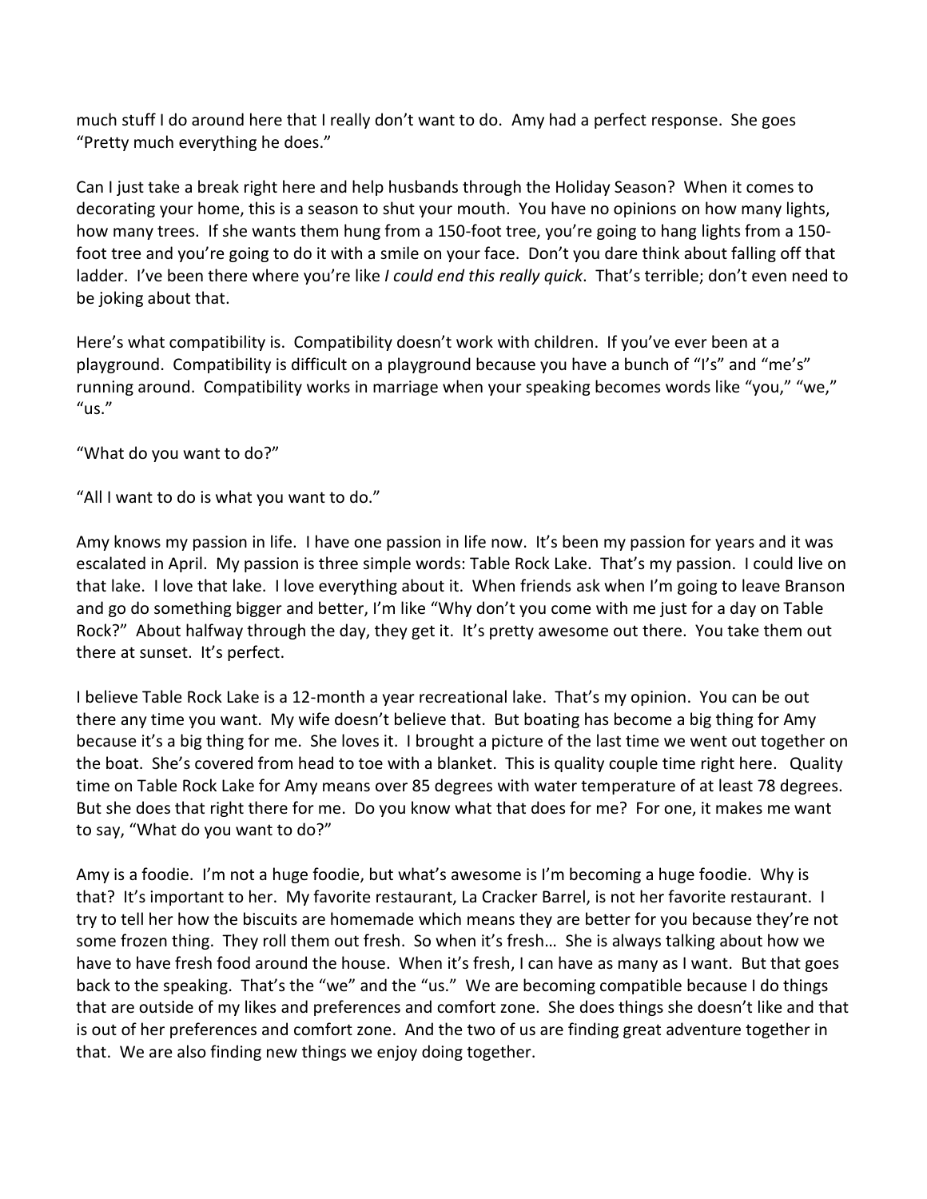much stuff I do around here that I really don't want to do. Amy had a perfect response. She goes "Pretty much everything he does."

Can I just take a break right here and help husbands through the Holiday Season? When it comes to decorating your home, this is a season to shut your mouth. You have no opinions on how many lights, how many trees. If she wants them hung from a 150-foot tree, you're going to hang lights from a 150-foot tree and you're going to do it with a smile on your face. Don't you dare think about falling off that ladder. I've been there where you're like *I could end this really quick*. That's terrible; don't even need to be joking about that.

Here's what compatibility is. Compatibility doesn't work with children. If you've ever been at a playground. Compatibility is difficult on a playground because you have a bunch of "I's" and "me's" running around. Compatibility works in marriage when your speaking becomes words like "you," "we," "us."

"What do you want to do?"

"All I want to do is what you want to do."

Amy knows my passion in life. I have one passion in life now. It's been my passion for years and it was escalated in April. My passion is three simple words: Table Rock Lake. That's my passion. I could live on that lake. I love that lake. I love everything about it. When friends ask when I'm going to leave Branson and go do something bigger and better, I'm like "Why don't you come with me just for a day on Table Rock?" About halfway through the day, they get it. It's pretty awesome out there. You take them out there at sunset. It's perfect.

I believe Table Rock Lake is a 12-month a year recreational lake. That's my opinion. You can be out there any time you want. My wife doesn't believe that. But boating has become a big thing for Amy because it's a big thing for me. She loves it. I brought a picture of the last time we went out together on the boat. She's covered from head to toe with a blanket. This is quality couple time right here. Quality time on Table Rock Lake for Amy means over 85 degrees with water temperature of at least 78 degrees. But she does that right there for me. Do you know what that does for me? For one, it makes me want to say, "What do you want to do?"

Amy is a foodie. I'm not a huge foodie, but what's awesome is I'm becoming a huge foodie. Why is that? It's important to her. My favorite restaurant, La Cracker Barrel, is not her favorite restaurant. I try to tell her how the biscuits are homemade which means they are better for you because they're not some frozen thing. They roll them out fresh. So when it's fresh… She is always talking about how we have to have fresh food around the house. When it's fresh, I can have as many as I want. But that goes back to the speaking. That's the "we" and the "us." We are becoming compatible because I do things that are outside of my likes and preferences and comfort zone. She does things she doesn't like and that is out of her preferences and comfort zone. And the two of us are finding great adventure together in that. We are also finding new things we enjoy doing together.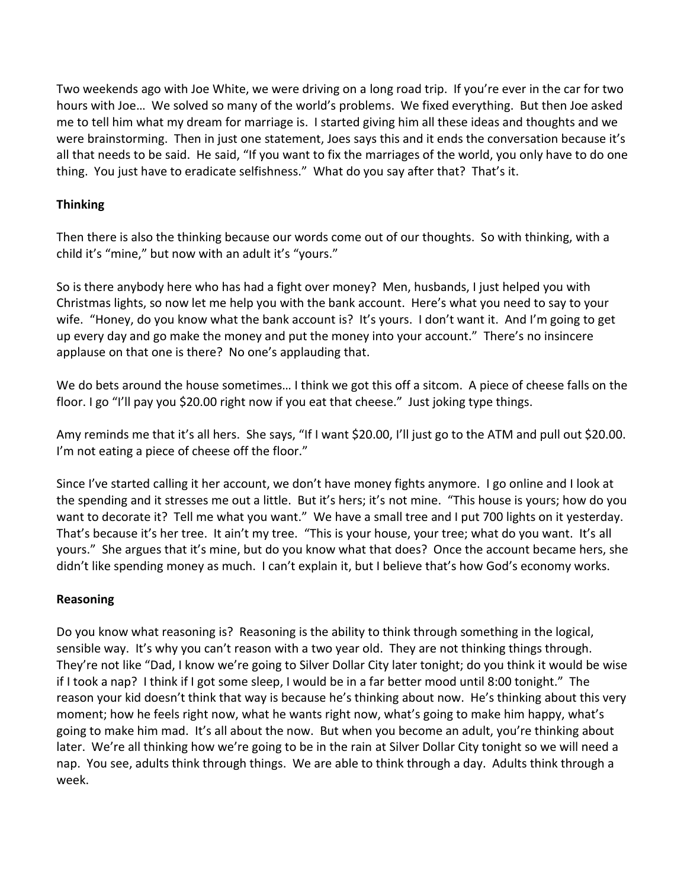Two weekends ago with Joe White, we were driving on a long road trip. If you're ever in the car for two hours with Joe… We solved so many of the world's problems. We fixed everything. But then Joe asked me to tell him what my dream for marriage is. I started giving him all these ideas and thoughts and we were brainstorming. Then in just one statement, Joes says this and it ends the conversation because it's all that needs to be said. He said, "If you want to fix the marriages of the world, you only have to do one thing. You just have to eradicate selfishness." What do you say after that? That's it.

**Thinking**

Then there is also the thinking because our words come out of our thoughts. So with thinking, with a child it's "mine," but now with an adult it's "yours."

So is there anybody here who has had a fight over money? Men, husbands, I just helped you with Christmas lights, so now let me help you with the bank account. Here's what you need to say to your wife. "Honey, do you know what the bank account is? It's yours. I don't want it. And I'm going to get up every day and go make the money and put the money into your account." There's no insincere applause on that one is there? No one's applauding that.

We do bets around the house sometimes… I think we got this off a sitcom. A piece of cheese falls on the floor. I go "I'll pay you $20.00 right now if you eat that cheese." Just joking type things.

Amy reminds me that it's all hers. She says, "If I want $20.00, I'll just go to the ATM and pull out $20.00. I'm not eating a piece of cheese off the floor."

Since I've started calling it her account, we don't have money fights anymore. I go online and I look at the spending and it stresses me out a little. But it's hers; it's not mine. "This house is yours; how do you want to decorate it? Tell me what you want." We have a small tree and I put 700 lights on it yesterday. That's because it's her tree. It ain't my tree. "This is your house, your tree; what do you want. It's all yours." She argues that it's mine, but do you know what that does? Once the account became hers, she didn't like spending money as much. I can't explain it, but I believe that's how God's economy works.

**Reasoning**

Do you know what reasoning is? Reasoning is the ability to think through something in the logical, sensible way. It's why you can't reason with a two year old. They are not thinking things through. They're not like "Dad, I know we're going to Silver Dollar City later tonight; do you think it would be wise if I took a nap? I think if I got some sleep, I would be in a far better mood until 8:00 tonight." The reason your kid doesn't think that way is because he's thinking about now. He's thinking about this very moment; how he feels right now, what he wants right now, what's going to make him happy, what's going to make him mad. It's all about the now. But when you become an adult, you're thinking about later. We're all thinking how we're going to be in the rain at Silver Dollar City tonight so we will need a nap. You see, adults think through things. We are able to think through a day. Adults think through a week.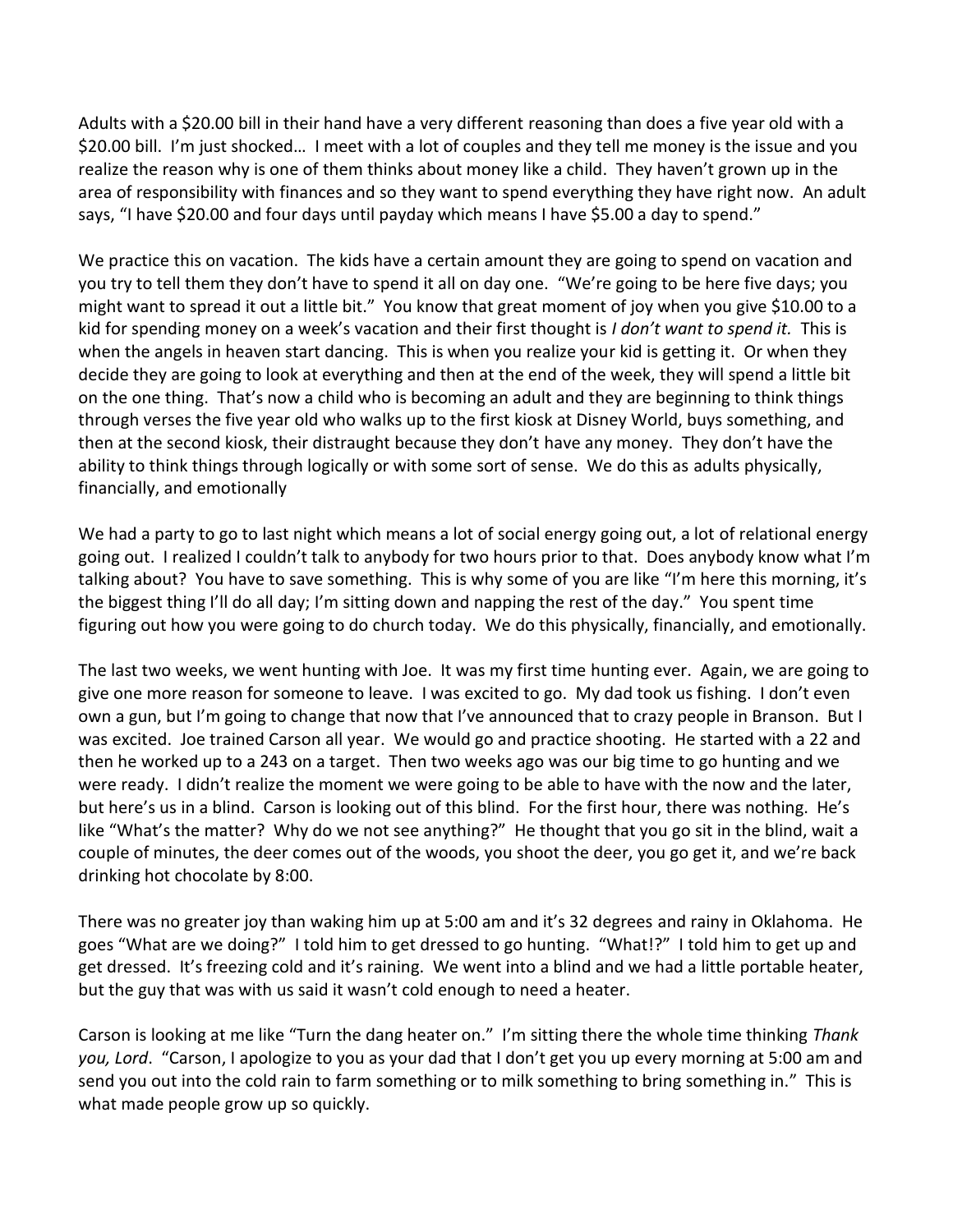Adults with a $20.00 bill in their hand have a very different reasoning than does a five year old with a $20.00 bill. I'm just shocked… I meet with a lot of couples and they tell me money is the issue and you realize the reason why is one of them thinks about money like a child. They haven't grown up in the area of responsibility with finances and so they want to spend everything they have right now. An adult says, "I have $20.00 and four days until payday which means I have $5.00 a day to spend."

We practice this on vacation. The kids have a certain amount they are going to spend on vacation and you try to tell them they don't have to spend it all on day one. "We're going to be here five days; you might want to spread it out a little bit." You know that great moment of joy when you give $10.00 to a kid for spending money on a week's vacation and their first thought is *I don't want to spend it.* This is when the angels in heaven start dancing. This is when you realize your kid is getting it. Or when they decide they are going to look at everything and then at the end of the week, they will spend a little bit on the one thing. That's now a child who is becoming an adult and they are beginning to think things through verses the five year old who walks up to the first kiosk at Disney World, buys something, and then at the second kiosk, their distraught because they don't have any money. They don't have the ability to think things through logically or with some sort of sense. We do this as adults physically, financially, and emotionally

We had a party to go to last night which means a lot of social energy going out, a lot of relational energy going out. I realized I couldn't talk to anybody for two hours prior to that. Does anybody know what I'm talking about? You have to save something. This is why some of you are like "I'm here this morning, it's the biggest thing I'll do all day; I'm sitting down and napping the rest of the day." You spent time figuring out how you were going to do church today. We do this physically, financially, and emotionally.

The last two weeks, we went hunting with Joe. It was my first time hunting ever. Again, we are going to give one more reason for someone to leave. I was excited to go. My dad took us fishing. I don't even own a gun, but I'm going to change that now that I've announced that to crazy people in Branson. But I was excited. Joe trained Carson all year. We would go and practice shooting. He started with a 22 and then he worked up to a 243 on a target. Then two weeks ago was our big time to go hunting and we were ready. I didn't realize the moment we were going to be able to have with the now and the later, but here's us in a blind. Carson is looking out of this blind. For the first hour, there was nothing. He's like "What's the matter? Why do we not see anything?" He thought that you go sit in the blind, wait a couple of minutes, the deer comes out of the woods, you shoot the deer, you go get it, and we're back drinking hot chocolate by 8:00.

There was no greater joy than waking him up at 5:00 am and it's 32 degrees and rainy in Oklahoma. He goes "What are we doing?" I told him to get dressed to go hunting. "What!?" I told him to get up and get dressed. It's freezing cold and it's raining. We went into a blind and we had a little portable heater, but the guy that was with us said it wasn't cold enough to need a heater.

Carson is looking at me like "Turn the dang heater on." I'm sitting there the whole time thinking *Thank you, Lord*. "Carson, I apologize to you as your dad that I don't get you up every morning at 5:00 am and send you out into the cold rain to farm something or to milk something to bring something in." This is what made people grow up so quickly.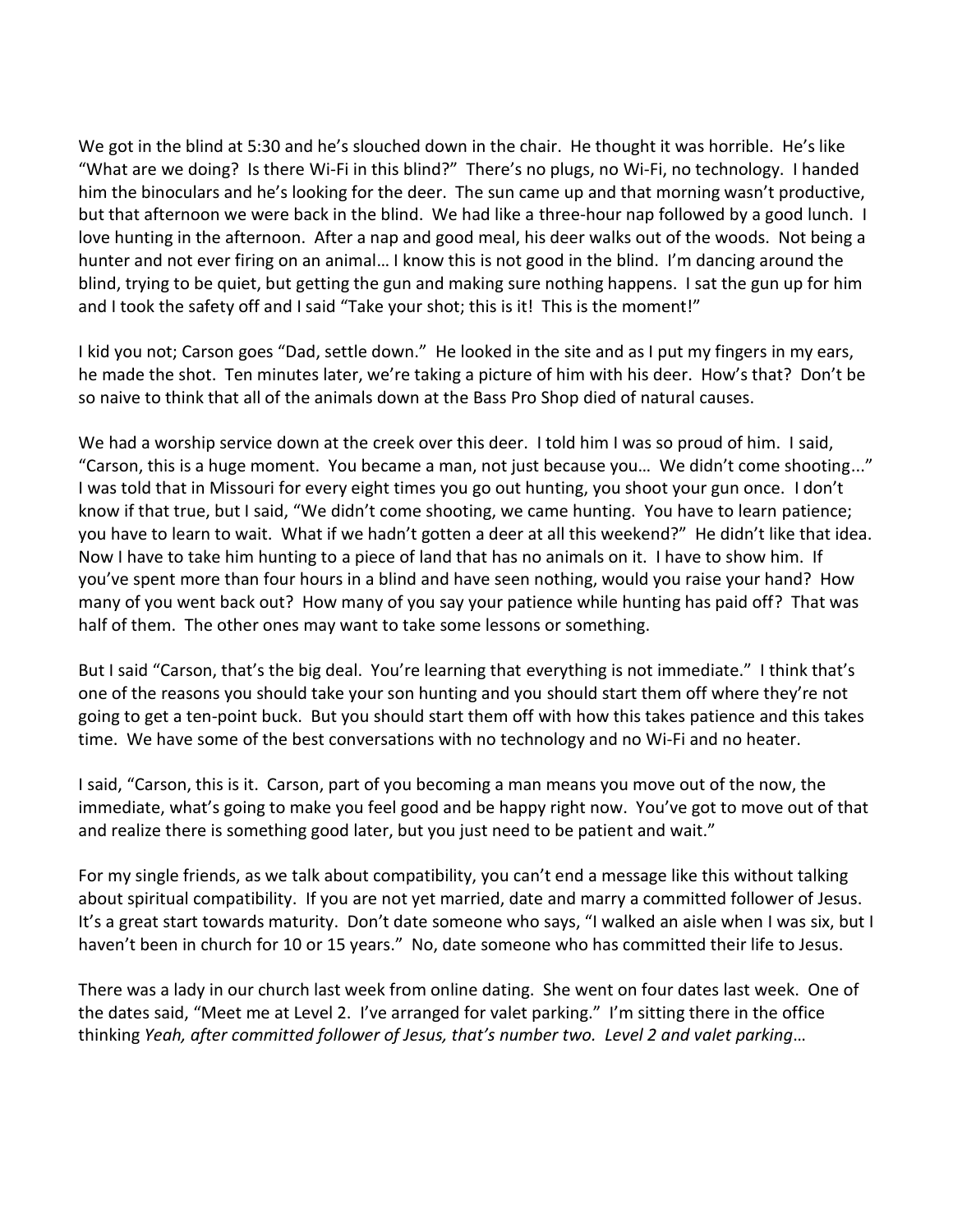We got in the blind at 5:30 and he's slouched down in the chair. He thought it was horrible. He's like "What are we doing? Is there Wi-Fi in this blind?" There's no plugs, no Wi-Fi, no technology. I handed him the binoculars and he's looking for the deer. The sun came up and that morning wasn't productive, but that afternoon we were back in the blind. We had like a three-hour nap followed by a good lunch. I love hunting in the afternoon. After a nap and good meal, his deer walks out of the woods. Not being a hunter and not ever firing on an animal… I know this is not good in the blind. I'm dancing around the blind, trying to be quiet, but getting the gun and making sure nothing happens. I sat the gun up for him and I took the safety off and I said "Take your shot; this is it! This is the moment!"

I kid you not; Carson goes "Dad, settle down." He looked in the site and as I put my fingers in my ears, he made the shot. Ten minutes later, we're taking a picture of him with his deer. How's that? Don't be so naive to think that all of the animals down at the Bass Pro Shop died of natural causes.

We had a worship service down at the creek over this deer. I told him I was so proud of him. I said, "Carson, this is a huge moment. You became a man, not just because you… We didn't come shooting..." I was told that in Missouri for every eight times you go out hunting, you shoot your gun once. I don't know if that true, but I said, "We didn't come shooting, we came hunting. You have to learn patience; you have to learn to wait. What if we hadn't gotten a deer at all this weekend?" He didn't like that idea. Now I have to take him hunting to a piece of land that has no animals on it. I have to show him. If you've spent more than four hours in a blind and have seen nothing, would you raise your hand? How many of you went back out? How many of you say your patience while hunting has paid off? That was half of them. The other ones may want to take some lessons or something.

But I said "Carson, that's the big deal. You're learning that everything is not immediate." I think that's one of the reasons you should take your son hunting and you should start them off where they're not going to get a ten-point buck. But you should start them off with how this takes patience and this takes time. We have some of the best conversations with no technology and no Wi-Fi and no heater.

I said, "Carson, this is it. Carson, part of you becoming a man means you move out of the now, the immediate, what's going to make you feel good and be happy right now. You've got to move out of that and realize there is something good later, but you just need to be patient and wait."

For my single friends, as we talk about compatibility, you can't end a message like this without talking about spiritual compatibility. If you are not yet married, date and marry a committed follower of Jesus. It's a great start towards maturity. Don't date someone who says, "I walked an aisle when I was six, but I haven't been in church for 10 or 15 years." No, date someone who has committed their life to Jesus.

There was a lady in our church last week from online dating. She went on four dates last week. One of the dates said, "Meet me at Level 2. I've arranged for valet parking." I'm sitting there in the office thinking *Yeah, after committed follower of Jesus, that's number two. Level 2 and valet parking*…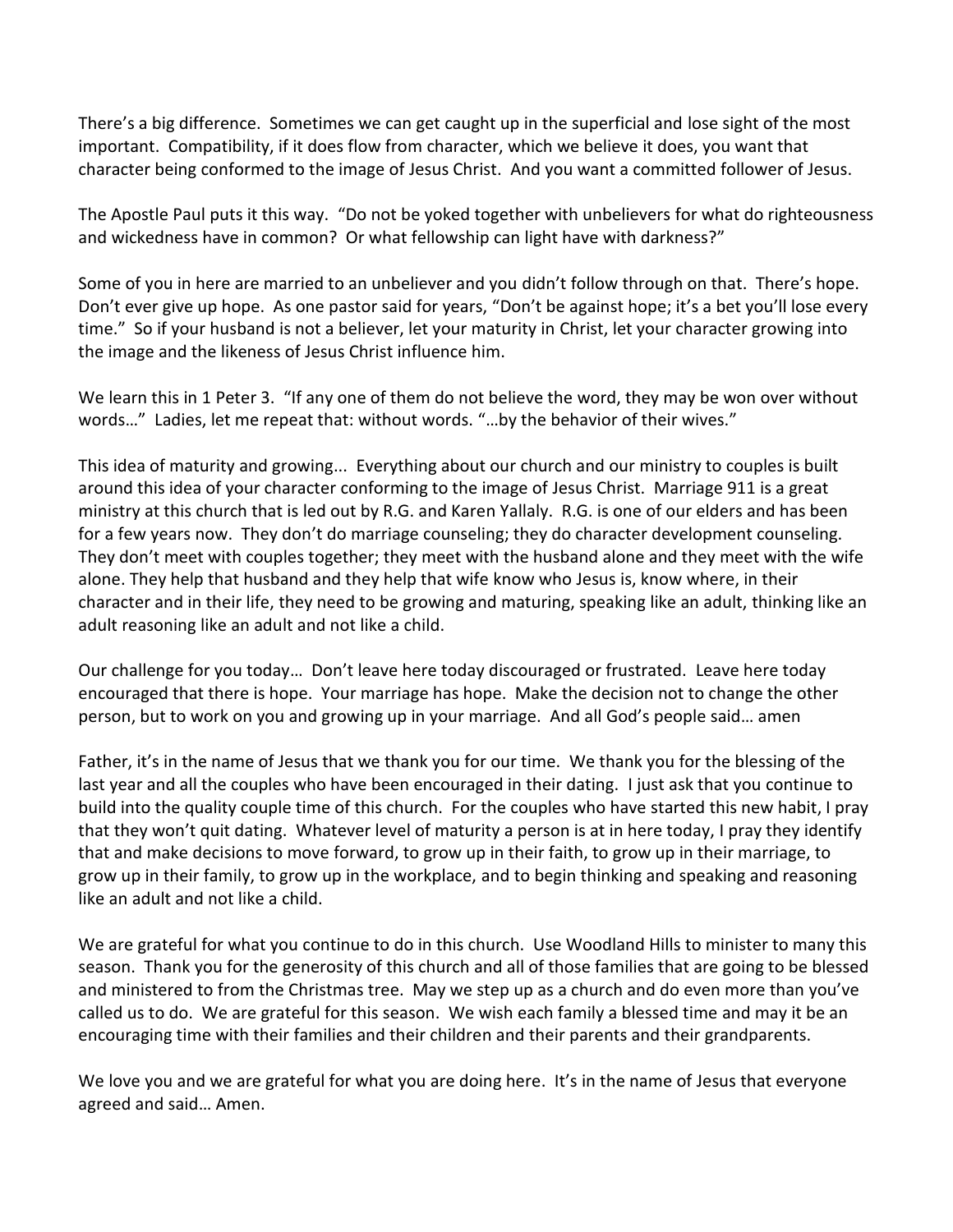There's a big difference. Sometimes we can get caught up in the superficial and lose sight of the most important. Compatibility, if it does flow from character, which we believe it does, you want that character being conformed to the image of Jesus Christ. And you want a committed follower of Jesus.

The Apostle Paul puts it this way. "Do not be yoked together with unbelievers for what do righteousness and wickedness have in common? Or what fellowship can light have with darkness?"

Some of you in here are married to an unbeliever and you didn't follow through on that. There's hope. Don't ever give up hope. As one pastor said for years, "Don't be against hope; it's a bet you'll lose every time." So if your husband is not a believer, let your maturity in Christ, let your character growing into the image and the likeness of Jesus Christ influence him.

We learn this in 1 Peter 3. "If any one of them do not believe the word, they may be won over without words…" Ladies, let me repeat that: without words. "…by the behavior of their wives."

This idea of maturity and growing... Everything about our church and our ministry to couples is built around this idea of your character conforming to the image of Jesus Christ. Marriage 911 is a great ministry at this church that is led out by R.G. and Karen Yallaly. R.G. is one of our elders and has been for a few years now. They don't do marriage counseling; they do character development counseling. They don't meet with couples together; they meet with the husband alone and they meet with the wife alone. They help that husband and they help that wife know who Jesus is, know where, in their character and in their life, they need to be growing and maturing, speaking like an adult, thinking like an adult reasoning like an adult and not like a child.

Our challenge for you today… Don't leave here today discouraged or frustrated. Leave here today encouraged that there is hope. Your marriage has hope. Make the decision not to change the other person, but to work on you and growing up in your marriage. And all God's people said… amen

Father, it's in the name of Jesus that we thank you for our time. We thank you for the blessing of the last year and all the couples who have been encouraged in their dating. I just ask that you continue to build into the quality couple time of this church. For the couples who have started this new habit, I pray that they won't quit dating. Whatever level of maturity a person is at in here today, I pray they identify that and make decisions to move forward, to grow up in their faith, to grow up in their marriage, to grow up in their family, to grow up in the workplace, and to begin thinking and speaking and reasoning like an adult and not like a child.

We are grateful for what you continue to do in this church. Use Woodland Hills to minister to many this season. Thank you for the generosity of this church and all of those families that are going to be blessed and ministered to from the Christmas tree. May we step up as a church and do even more than you've called us to do. We are grateful for this season. We wish each family a blessed time and may it be an encouraging time with their families and their children and their parents and their grandparents.

We love you and we are grateful for what you are doing here. It's in the name of Jesus that everyone agreed and said… Amen.